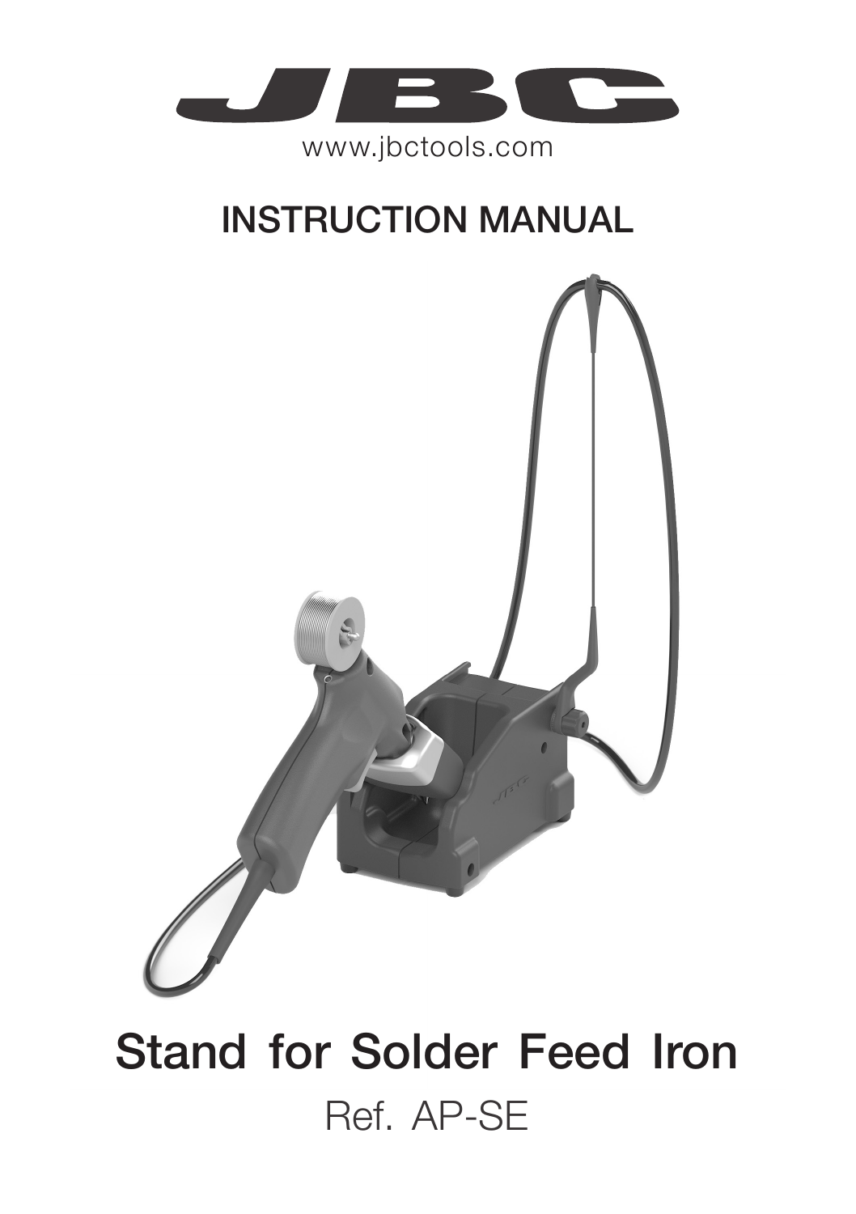JBC

www.jbctools.com

# INSTRUCTION MANUAL

# Stand for Solder Feed Iron

Ref. AP-SE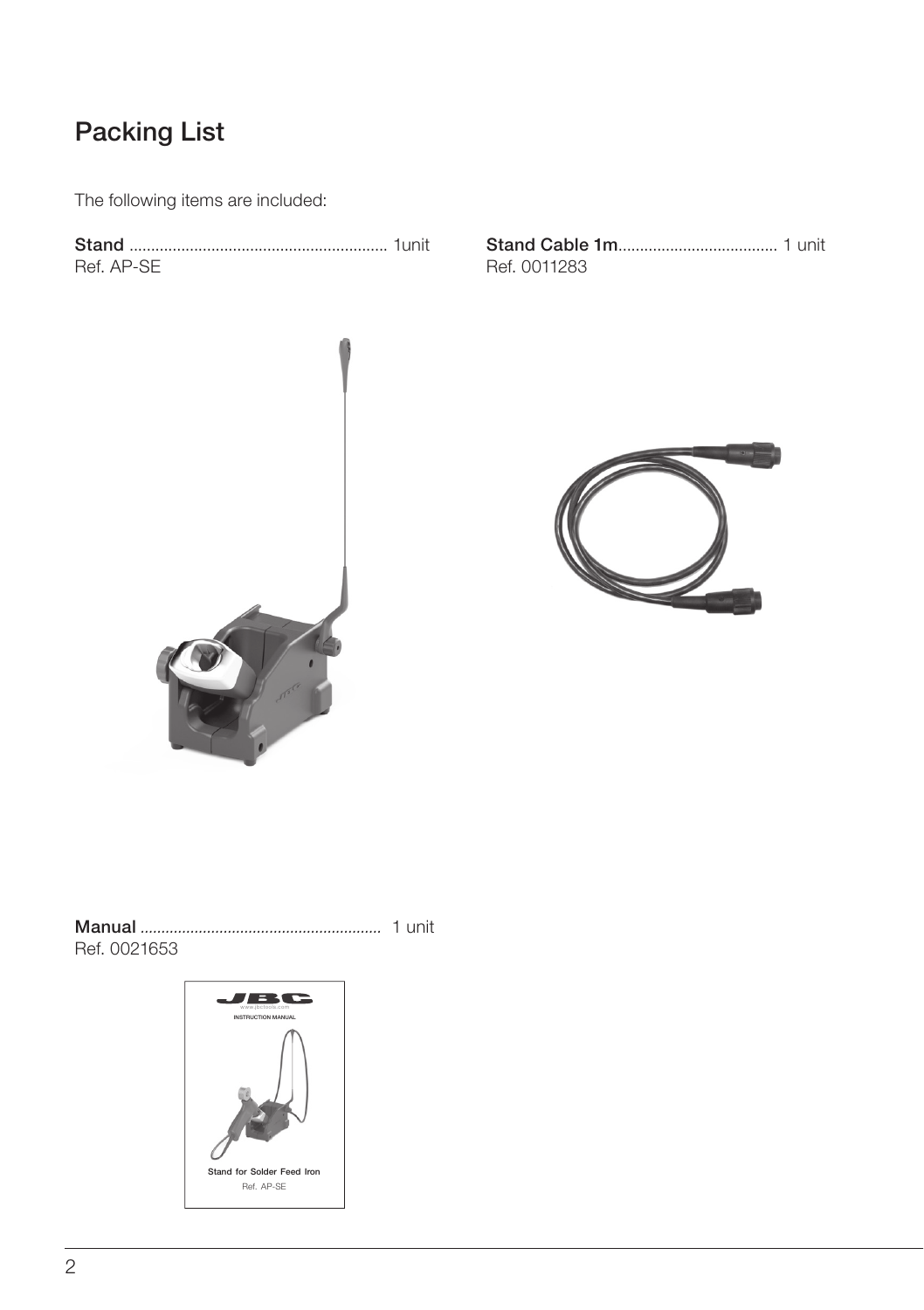## Packing List

The following items are included:

**Stand** ............................................................ 1unit
Ref. AP-SE

**Stand Cable 1m**.................................... 1 unit
Ref. 0011283

**Manual** ......................................................... 1 unit
Ref. 0021653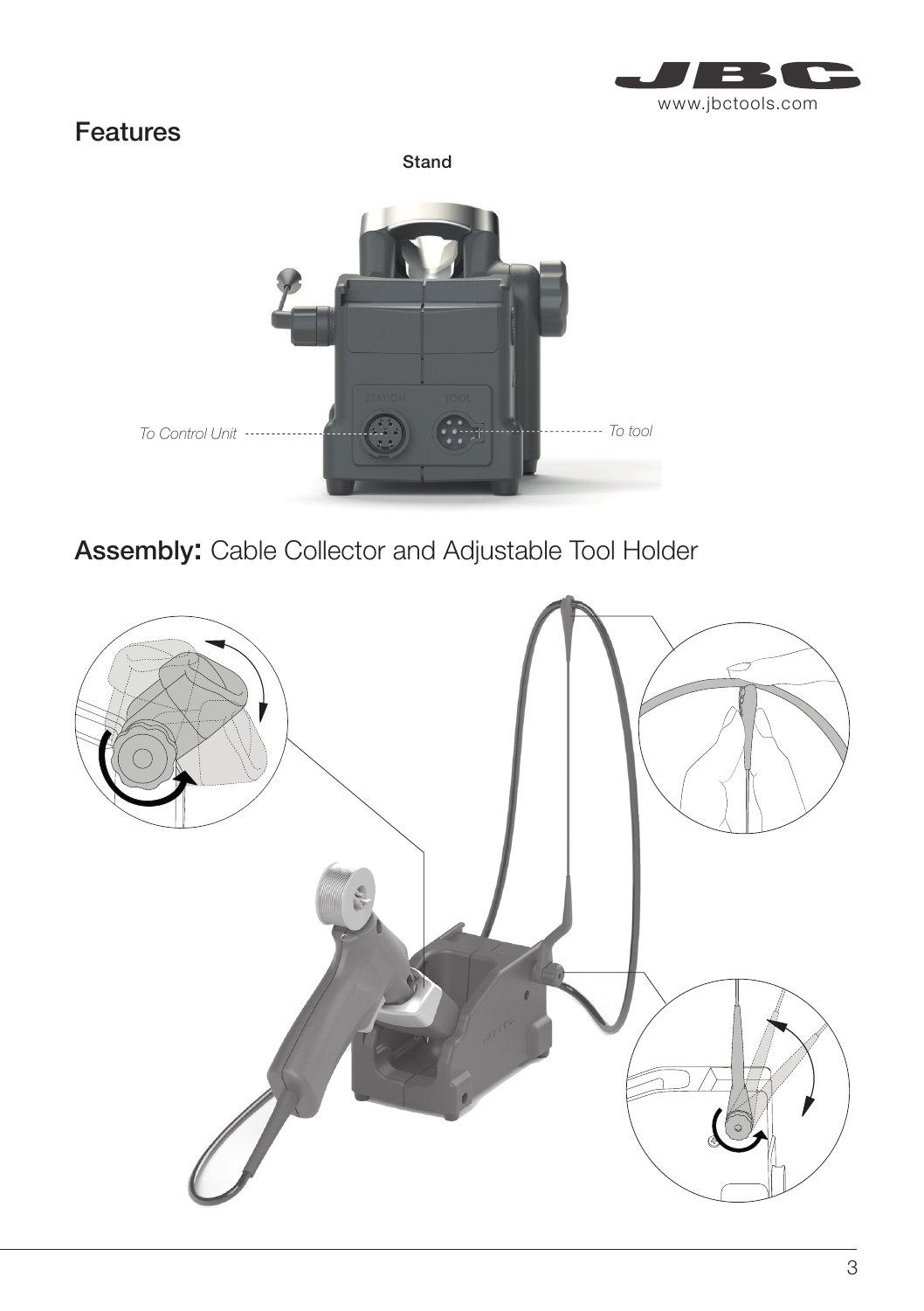## Features

**Stand**

*To Control Unit*

*To tool*

## **Assembly:** Cable Collector and Adjustable Tool Holder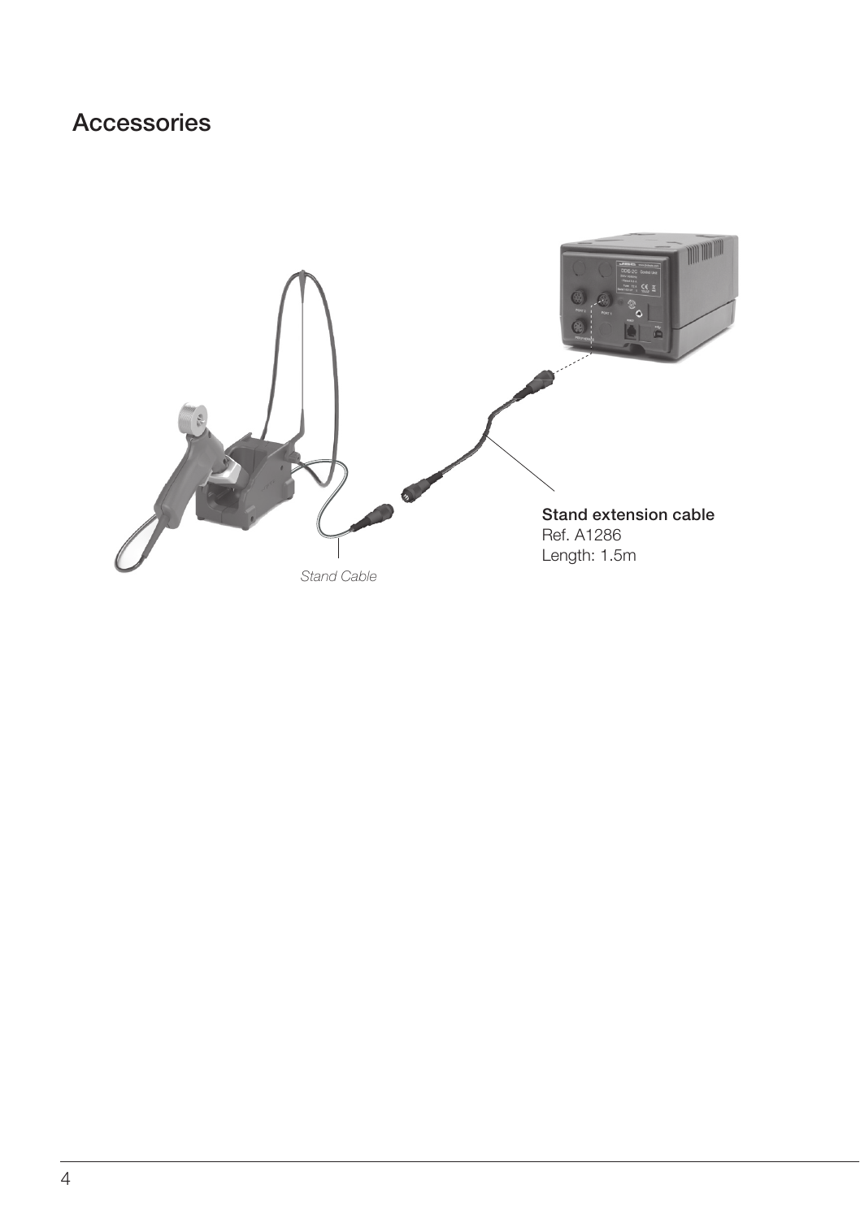## Accessories

**Stand extension cable**
Ref. A1286
Length: 1.5m

*Stand Cable*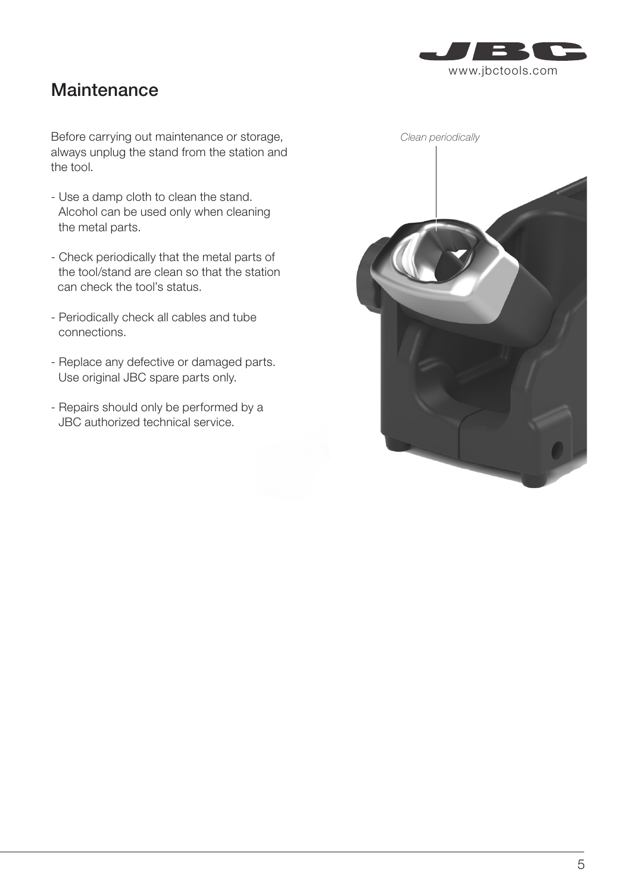## Maintenance

Before carrying out maintenance or storage, always unplug the stand from the station and the tool.

- Use a damp cloth to clean the stand. Alcohol can be used only when cleaning the metal parts.
- Check periodically that the metal parts of the tool/stand are clean so that the station can check the tool's status.
- Periodically check all cables and tube connections.
- Replace any defective or damaged parts. Use original JBC spare parts only.
- Repairs should only be performed by a JBC authorized technical service.

*Clean periodically*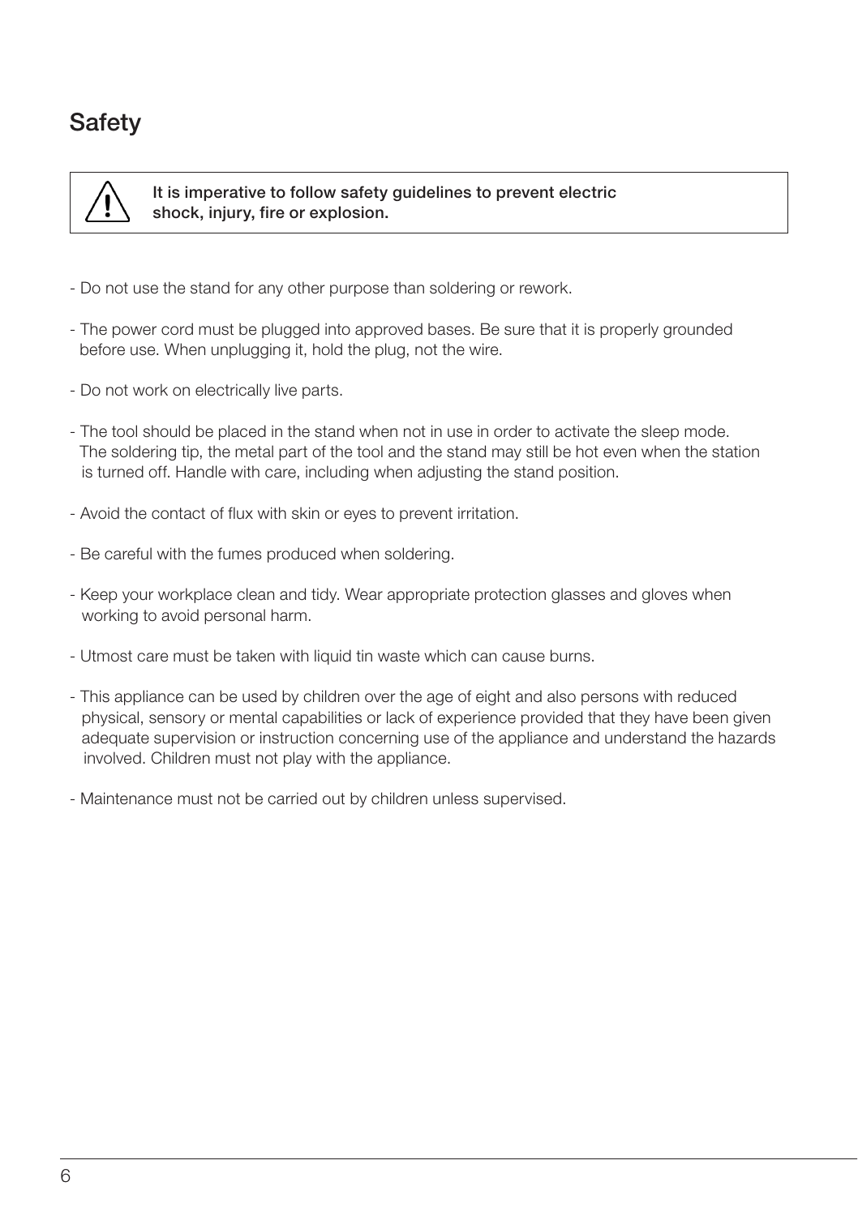## Safety

> ⚠ **It is imperative to follow safety guidelines to prevent electric shock, injury, fire or explosion.**

- Do not use the stand for any other purpose than soldering or rework.
- The power cord must be plugged into approved bases. Be sure that it is properly grounded before use. When unplugging it, hold the plug, not the wire.
- Do not work on electrically live parts.
- The tool should be placed in the stand when not in use in order to activate the sleep mode. The soldering tip, the metal part of the tool and the stand may still be hot even when the station is turned off. Handle with care, including when adjusting the stand position.
- Avoid the contact of flux with skin or eyes to prevent irritation.
- Be careful with the fumes produced when soldering.
- Keep your workplace clean and tidy. Wear appropriate protection glasses and gloves when working to avoid personal harm.
- Utmost care must be taken with liquid tin waste which can cause burns.
- This appliance can be used by children over the age of eight and also persons with reduced physical, sensory or mental capabilities or lack of experience provided that they have been given adequate supervision or instruction concerning use of the appliance and understand the hazards involved. Children must not play with the appliance.
- Maintenance must not be carried out by children unless supervised.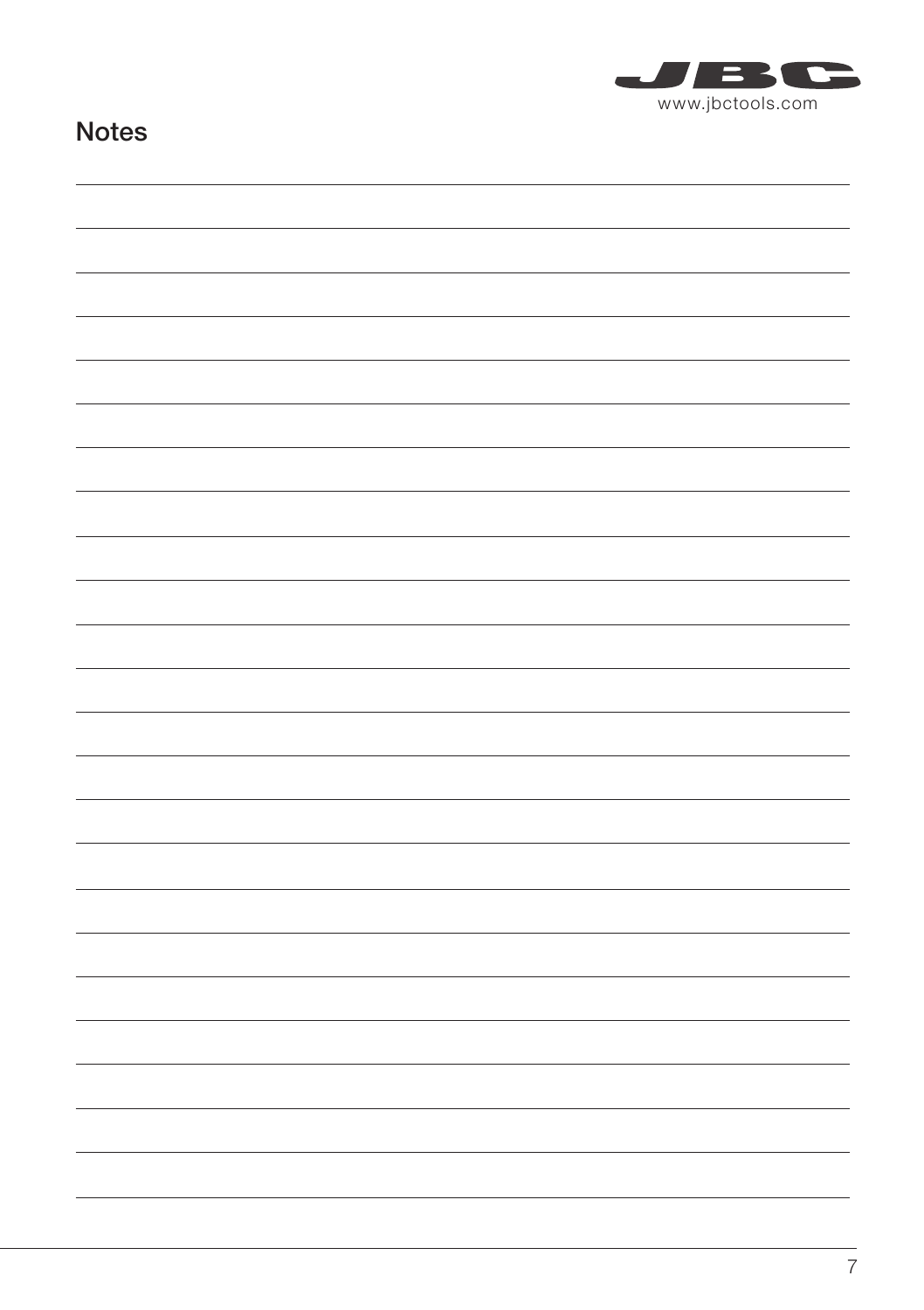## Notes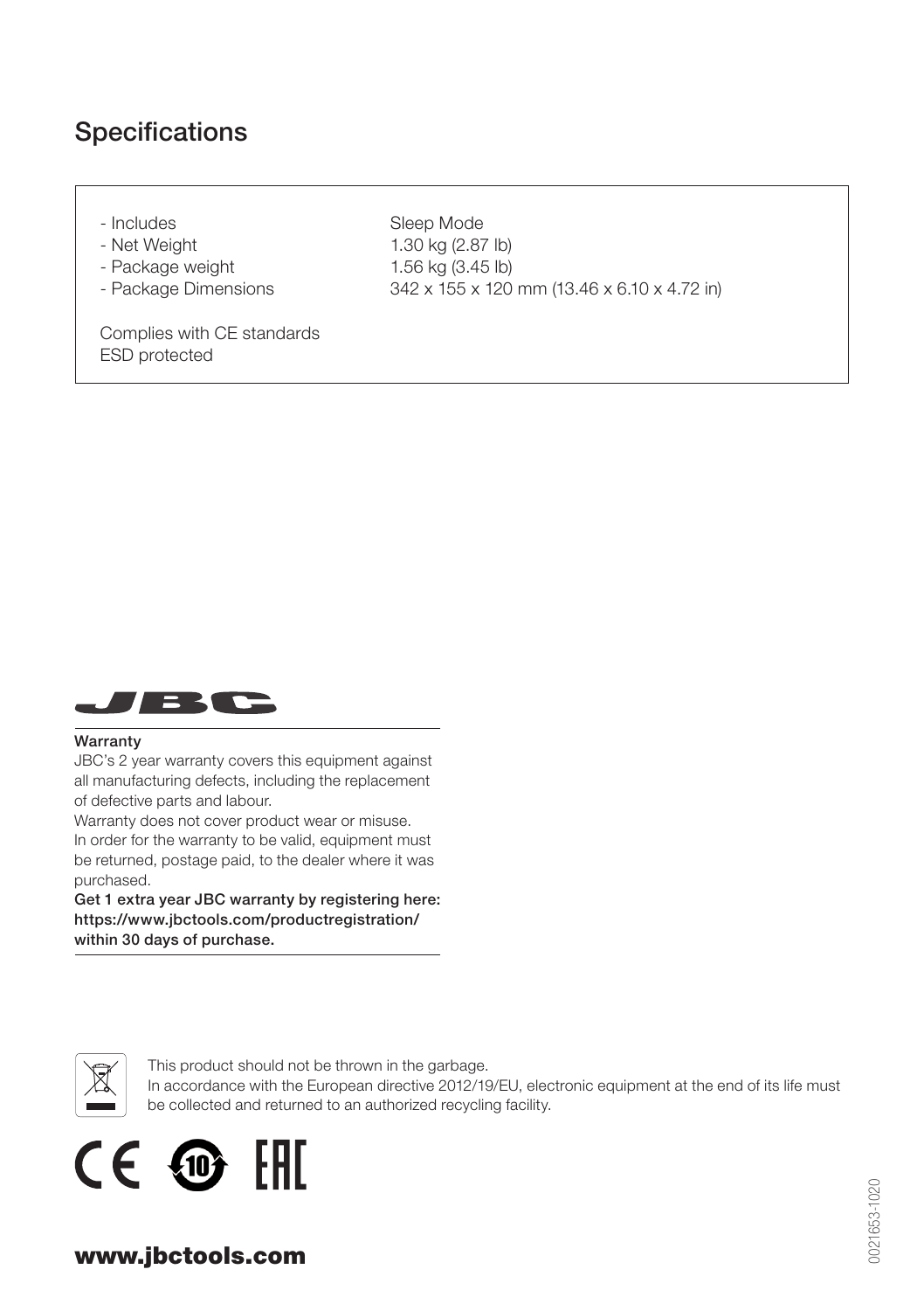## Specifications

| | |
|---|---|
| - Includes | Sleep Mode |
| - Net Weight | 1.30 kg (2.87 lb) |
| - Package weight | 1.56 kg (3.45 lb) |
| - Package Dimensions | 342 x 155 x 120 mm (13.46 x 6.10 x 4.72 in) |

Complies with CE standards
ESD protected

JBC

**Warranty**

JBC's 2 year warranty covers this equipment against all manufacturing defects, including the replacement of defective parts and labour.

Warranty does not cover product wear or misuse.

In order for the warranty to be valid, equipment must be returned, postage paid, to the dealer where it was purchased.

**Get 1 extra year JBC warranty by registering here: https://www.jbctools.com/productregistration/ within 30 days of purchase.**

This product should not be thrown in the garbage.

In accordance with the European directive 2012/19/EU, electronic equipment at the end of its life must be collected and returned to an authorized recycling facility.

**www.jbctools.com**

0021653-1020